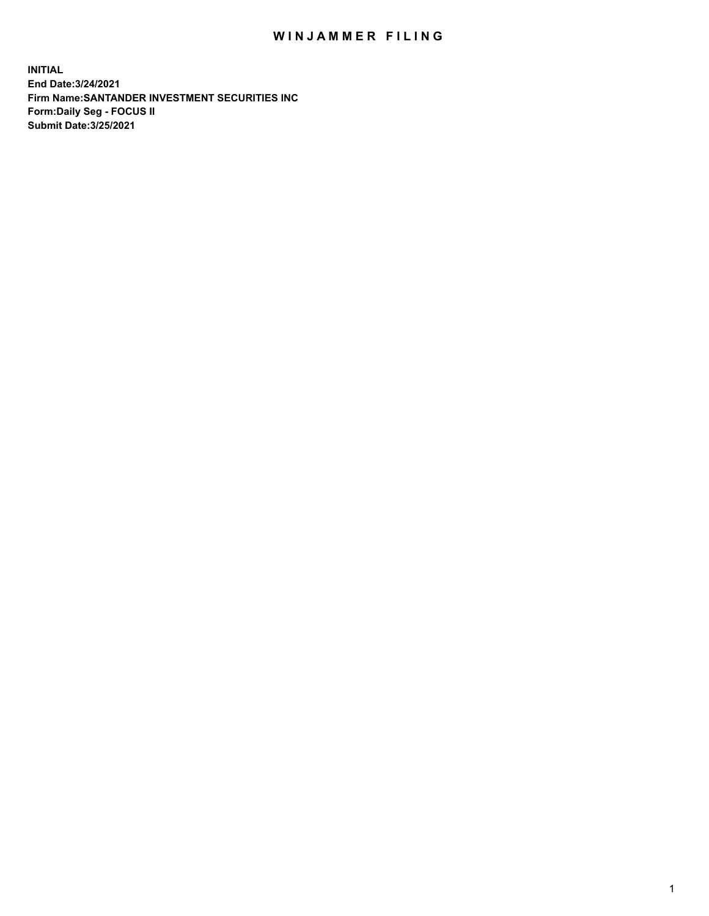# WINJAMMER FILING

**INITIAL**
**End Date:3/24/2021**
**Firm Name:SANTANDER INVESTMENT SECURITIES INC**
**Form:Daily Seg - FOCUS II**
**Submit Date:3/25/2021**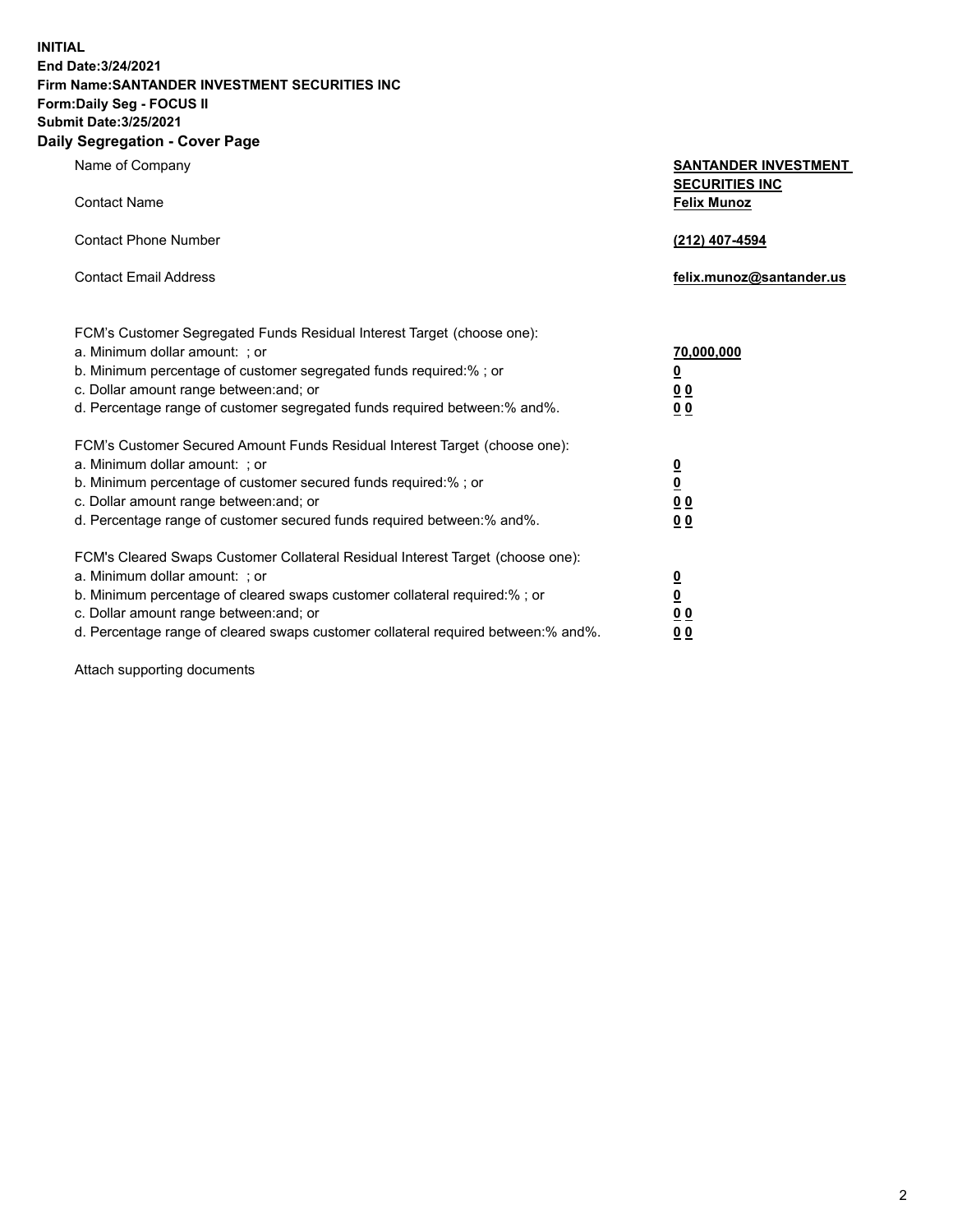**INITIAL**
**End Date:3/24/2021**
**Firm Name:SANTANDER INVESTMENT SECURITIES INC**
**Form:Daily Seg - FOCUS II**
**Submit Date:3/25/2021**

## Daily Segregation - Cover Page

| | |
|---|---|
| Name of Company | **SANTANDER INVESTMENT SECURITIES INC** |
| Contact Name | **Felix Munoz** |
| Contact Phone Number | **(212) 407-4594** |
| Contact Email Address | **felix.munoz@santander.us** |

| | |
|---|---|
| FCM's Customer Segregated Funds Residual Interest Target (choose one): | |
| a. Minimum dollar amount: ; or | **70,000,000** |
| b. Minimum percentage of customer segregated funds required:% ; or | **0** |
| c. Dollar amount range between:and; or | **0 0** |
| d. Percentage range of customer segregated funds required between:% and%. | **0 0** |
| FCM's Customer Secured Amount Funds Residual Interest Target (choose one): | |
| a. Minimum dollar amount: ; or | **0** |
| b. Minimum percentage of customer secured funds required:% ; or | **0** |
| c. Dollar amount range between:and; or | **0 0** |
| d. Percentage range of customer secured funds required between:% and%. | **0 0** |
| FCM's Cleared Swaps Customer Collateral Residual Interest Target (choose one): | |
| a. Minimum dollar amount: ; or | **0** |
| b. Minimum percentage of cleared swaps customer collateral required:% ; or | **0** |
| c. Dollar amount range between:and; or | **0 0** |
| d. Percentage range of cleared swaps customer collateral required between:% and%. | **0 0** |

Attach supporting documents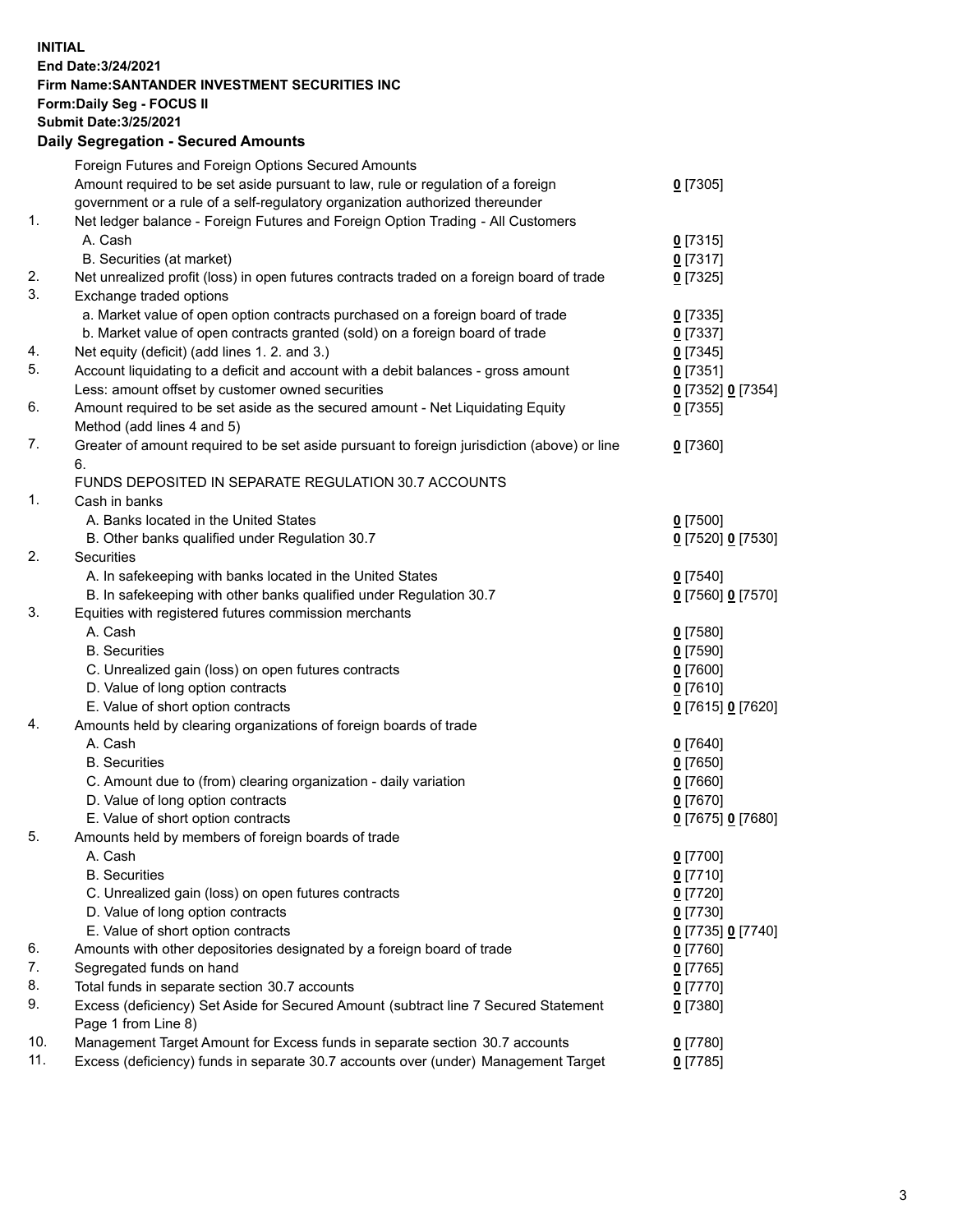**INITIAL**
**End Date:3/24/2021**
**Firm Name:SANTANDER INVESTMENT SECURITIES INC**
**Form:Daily Seg - FOCUS II**
**Submit Date:3/25/2021**

## Daily Segregation - Secured Amounts

| | | |
|---|---|---|
| | Foreign Futures and Foreign Options Secured Amounts | |
| | Amount required to be set aside pursuant to law, rule or regulation of a foreign government or a rule of a self-regulatory organization authorized thereunder | 0 [7305] |
| 1. | Net ledger balance - Foreign Futures and Foreign Option Trading - All Customers | |
| | A. Cash | 0 [7315] |
| | B. Securities (at market) | 0 [7317] |
| 2. | Net unrealized profit (loss) in open futures contracts traded on a foreign board of trade | 0 [7325] |
| 3. | Exchange traded options | |
| | a. Market value of open option contracts purchased on a foreign board of trade | 0 [7335] |
| | b. Market value of open contracts granted (sold) on a foreign board of trade | 0 [7337] |
| 4. | Net equity (deficit) (add lines 1. 2. and 3.) | 0 [7345] |
| 5. | Account liquidating to a deficit and account with a debit balances - gross amount | 0 [7351] |
| | Less: amount offset by customer owned securities | 0 [7352] 0 [7354] |
| 6. | Amount required to be set aside as the secured amount - Net Liquidating Equity Method (add lines 4 and 5) | 0 [7355] |
| 7. | Greater of amount required to be set aside pursuant to foreign jurisdiction (above) or line 6. | 0 [7360] |
| | FUNDS DEPOSITED IN SEPARATE REGULATION 30.7 ACCOUNTS | |
| 1. | Cash in banks | |
| | A. Banks located in the United States | 0 [7500] |
| | B. Other banks qualified under Regulation 30.7 | 0 [7520] 0 [7530] |
| 2. | Securities | |
| | A. In safekeeping with banks located in the United States | 0 [7540] |
| | B. In safekeeping with other banks qualified under Regulation 30.7 | 0 [7560] 0 [7570] |
| 3. | Equities with registered futures commission merchants | |
| | A. Cash | 0 [7580] |
| | B. Securities | 0 [7590] |
| | C. Unrealized gain (loss) on open futures contracts | 0 [7600] |
| | D. Value of long option contracts | 0 [7610] |
| | E. Value of short option contracts | 0 [7615] 0 [7620] |
| 4. | Amounts held by clearing organizations of foreign boards of trade | |
| | A. Cash | 0 [7640] |
| | B. Securities | 0 [7650] |
| | C. Amount due to (from) clearing organization - daily variation | 0 [7660] |
| | D. Value of long option contracts | 0 [7670] |
| | E. Value of short option contracts | 0 [7675] 0 [7680] |
| 5. | Amounts held by members of foreign boards of trade | |
| | A. Cash | 0 [7700] |
| | B. Securities | 0 [7710] |
| | C. Unrealized gain (loss) on open futures contracts | 0 [7720] |
| | D. Value of long option contracts | 0 [7730] |
| | E. Value of short option contracts | 0 [7735] 0 [7740] |
| 6. | Amounts with other depositories designated by a foreign board of trade | 0 [7760] |
| 7. | Segregated funds on hand | 0 [7765] |
| 8. | Total funds in separate section 30.7 accounts | 0 [7770] |
| 9. | Excess (deficiency) Set Aside for Secured Amount (subtract line 7 Secured Statement Page 1 from Line 8) | 0 [7380] |
| 10. | Management Target Amount for Excess funds in separate section 30.7 accounts | 0 [7780] |
| 11. | Excess (deficiency) funds in separate 30.7 accounts over (under) Management Target | 0 [7785] |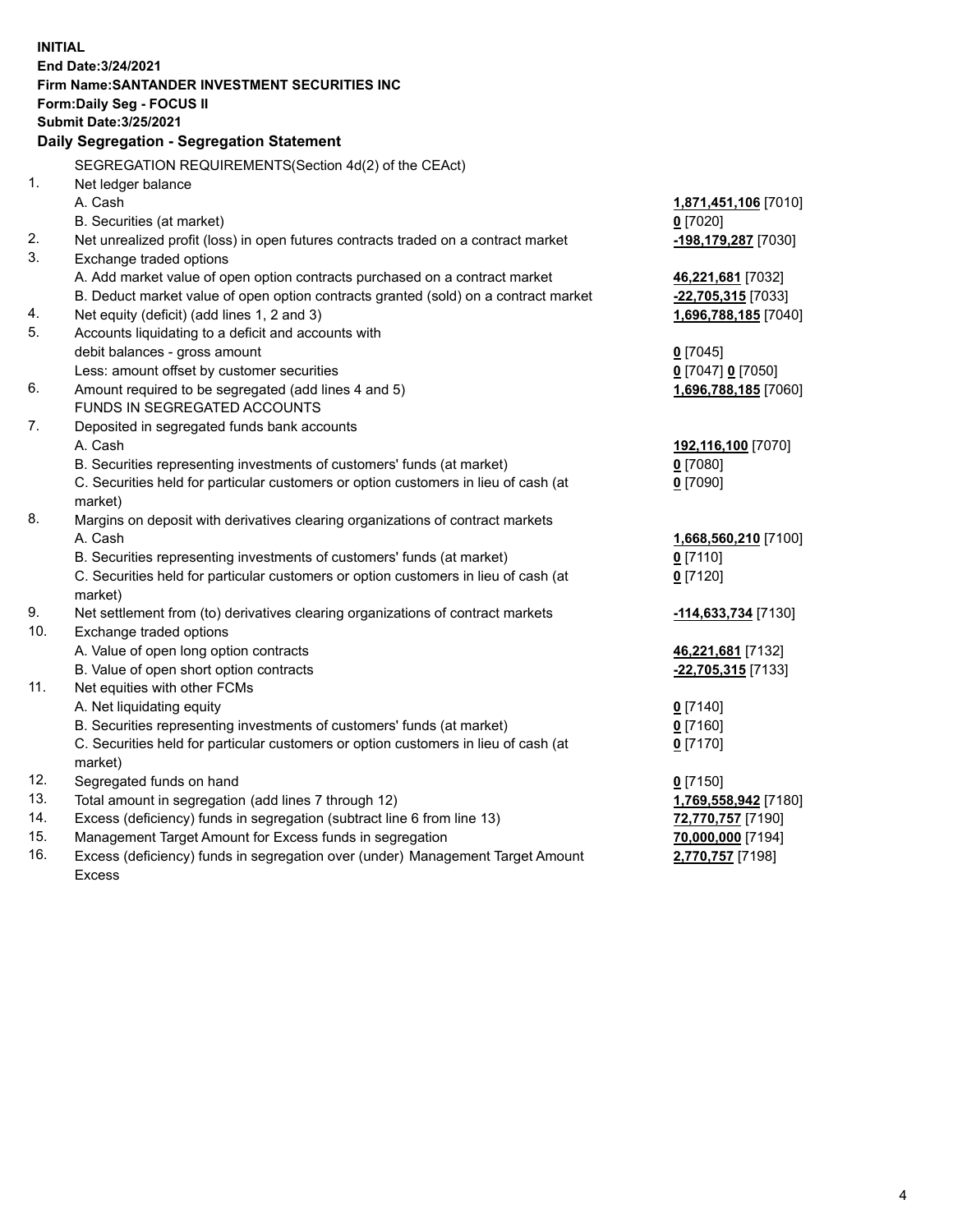**INITIAL**
**End Date:3/24/2021**
**Firm Name:SANTANDER INVESTMENT SECURITIES INC**
**Form:Daily Seg - FOCUS II**
**Submit Date:3/25/2021**

### Daily Segregation - Segregation Statement

| | | |
|---|---|---|
| | SEGREGATION REQUIREMENTS(Section 4d(2) of the CEAct) | |
| 1. | Net ledger balance | |
| | A. Cash | **1,871,451,106** [7010] |
| | B. Securities (at market) | **0** [7020] |
| 2. | Net unrealized profit (loss) in open futures contracts traded on a contract market | **-198,179,287** [7030] |
| 3. | Exchange traded options | |
| | A. Add market value of open option contracts purchased on a contract market | **46,221,681** [7032] |
| | B. Deduct market value of open option contracts granted (sold) on a contract market | **-22,705,315** [7033] |
| 4. | Net equity (deficit) (add lines 1, 2 and 3) | **1,696,788,185** [7040] |
| 5. | Accounts liquidating to a deficit and accounts with debit balances - gross amount | **0** [7045] |
| | Less: amount offset by customer securities | **0** [7047] **0** [7050] |
| 6. | Amount required to be segregated (add lines 4 and 5) | **1,696,788,185** [7060] |
| | FUNDS IN SEGREGATED ACCOUNTS | |
| 7. | Deposited in segregated funds bank accounts | |
| | A. Cash | **192,116,100** [7070] |
| | B. Securities representing investments of customers' funds (at market) | **0** [7080] |
| | C. Securities held for particular customers or option customers in lieu of cash (at market) | **0** [7090] |
| 8. | Margins on deposit with derivatives clearing organizations of contract markets | |
| | A. Cash | **1,668,560,210** [7100] |
| | B. Securities representing investments of customers' funds (at market) | **0** [7110] |
| | C. Securities held for particular customers or option customers in lieu of cash (at market) | **0** [7120] |
| 9. | Net settlement from (to) derivatives clearing organizations of contract markets | **-114,633,734** [7130] |
| 10. | Exchange traded options | |
| | A. Value of open long option contracts | **46,221,681** [7132] |
| | B. Value of open short option contracts | **-22,705,315** [7133] |
| 11. | Net equities with other FCMs | |
| | A. Net liquidating equity | **0** [7140] |
| | B. Securities representing investments of customers' funds (at market) | **0** [7160] |
| | C. Securities held for particular customers or option customers in lieu of cash (at market) | **0** [7170] |
| 12. | Segregated funds on hand | **0** [7150] |
| 13. | Total amount in segregation (add lines 7 through 12) | **1,769,558,942** [7180] |
| 14. | Excess (deficiency) funds in segregation (subtract line 6 from line 13) | **72,770,757** [7190] |
| 15. | Management Target Amount for Excess funds in segregation | **70,000,000** [7194] |
| 16. | Excess (deficiency) funds in segregation over (under) Management Target Amount Excess | **2,770,757** [7198] |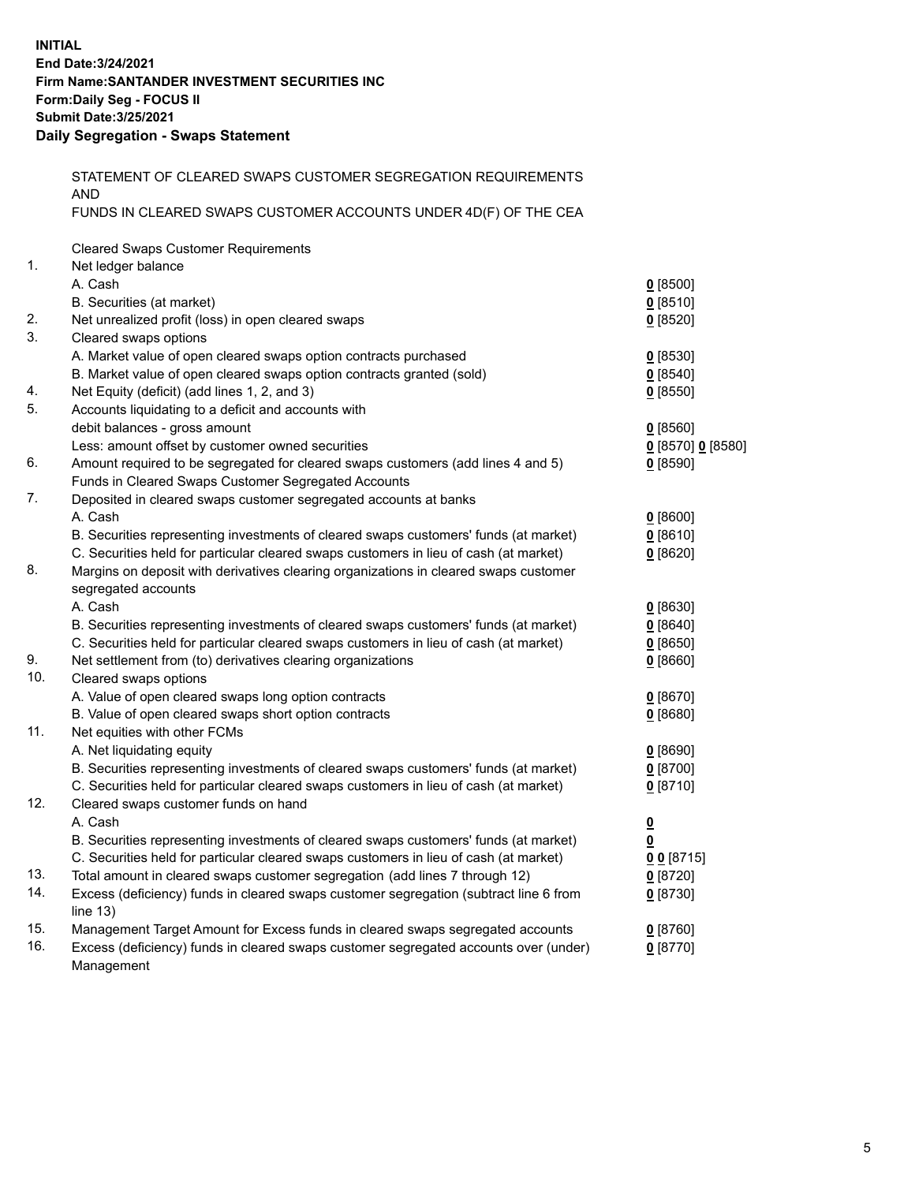**INITIAL**
**End Date:3/24/2021**
**Firm Name:SANTANDER INVESTMENT SECURITIES INC**
**Form:Daily Seg - FOCUS II**
**Submit Date:3/25/2021**
**Daily Segregation - Swaps Statement**

STATEMENT OF CLEARED SWAPS CUSTOMER SEGREGATION REQUIREMENTS AND FUNDS IN CLEARED SWAPS CUSTOMER ACCOUNTS UNDER 4D(F) OF THE CEA

| | | |
|---|---|---|
| | Cleared Swaps Customer Requirements | |
| 1. | Net ledger balance | |
| | A. Cash | 0 [8500] |
| | B. Securities (at market) | 0 [8510] |
| 2. | Net unrealized profit (loss) in open cleared swaps | 0 [8520] |
| 3. | Cleared swaps options | |
| | A. Market value of open cleared swaps option contracts purchased | 0 [8530] |
| | B. Market value of open cleared swaps option contracts granted (sold) | 0 [8540] |
| 4. | Net Equity (deficit) (add lines 1, 2, and 3) | 0 [8550] |
| 5. | Accounts liquidating to a deficit and accounts with debit balances - gross amount | 0 [8560] |
| | Less: amount offset by customer owned securities | 0 [8570] 0 [8580] |
| 6. | Amount required to be segregated for cleared swaps customers (add lines 4 and 5) | 0 [8590] |
| | Funds in Cleared Swaps Customer Segregated Accounts | |
| 7. | Deposited in cleared swaps customer segregated accounts at banks | |
| | A. Cash | 0 [8600] |
| | B. Securities representing investments of cleared swaps customers' funds (at market) | 0 [8610] |
| | C. Securities held for particular cleared swaps customers in lieu of cash (at market) | 0 [8620] |
| 8. | Margins on deposit with derivatives clearing organizations in cleared swaps customer segregated accounts | |
| | A. Cash | 0 [8630] |
| | B. Securities representing investments of cleared swaps customers' funds (at market) | 0 [8640] |
| | C. Securities held for particular cleared swaps customers in lieu of cash (at market) | 0 [8650] |
| 9. | Net settlement from (to) derivatives clearing organizations | 0 [8660] |
| 10. | Cleared swaps options | |
| | A. Value of open cleared swaps long option contracts | 0 [8670] |
| | B. Value of open cleared swaps short option contracts | 0 [8680] |
| 11. | Net equities with other FCMs | |
| | A. Net liquidating equity | 0 [8690] |
| | B. Securities representing investments of cleared swaps customers' funds (at market) | 0 [8700] |
| | C. Securities held for particular cleared swaps customers in lieu of cash (at market) | 0 [8710] |
| 12. | Cleared swaps customer funds on hand | |
| | A. Cash | 0 |
| | B. Securities representing investments of cleared swaps customers' funds (at market) | 0 |
| | C. Securities held for particular cleared swaps customers in lieu of cash (at market) | 0 0 [8715] |
| 13. | Total amount in cleared swaps customer segregation (add lines 7 through 12) | 0 [8720] |
| 14. | Excess (deficiency) funds in cleared swaps customer segregation (subtract line 6 from line 13) | 0 [8730] |
| 15. | Management Target Amount for Excess funds in cleared swaps segregated accounts | 0 [8760] |
| 16. | Excess (deficiency) funds in cleared swaps customer segregated accounts over (under) Management | 0 [8770] |